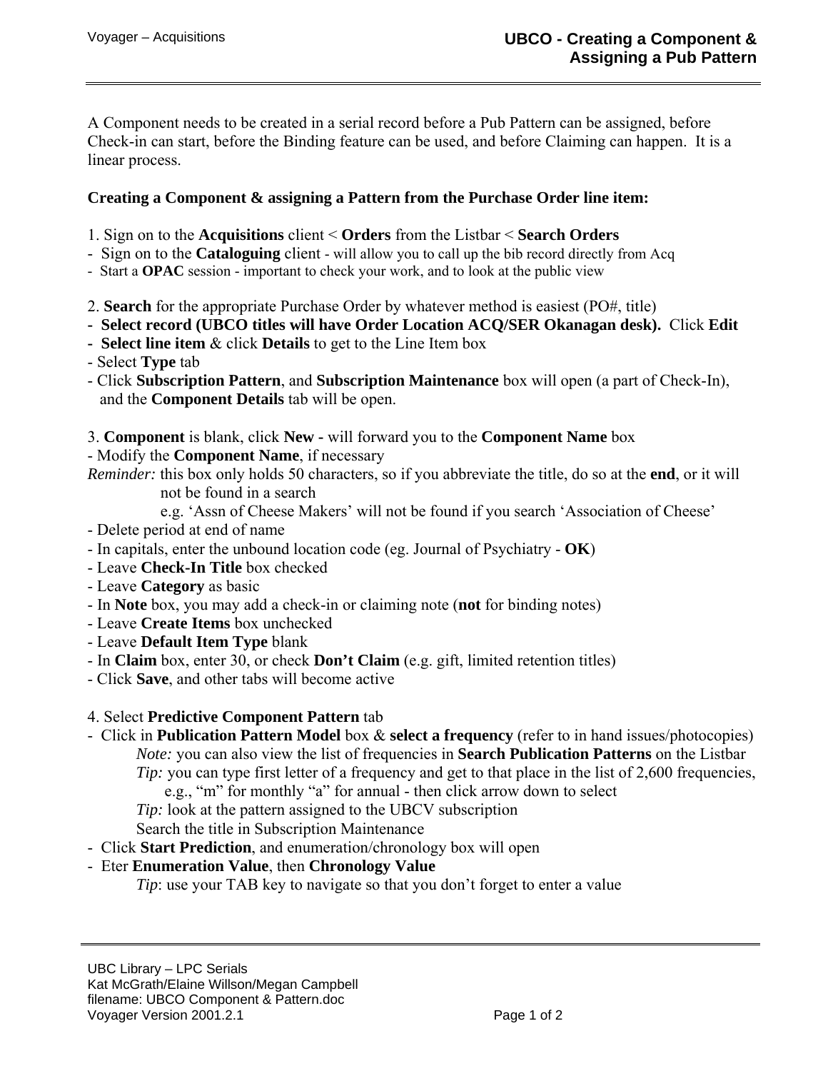A Component needs to be created in a serial record before a Pub Pattern can be assigned, before Check-in can start, before the Binding feature can be used, and before Claiming can happen. It is a linear process.

**Creating a Component & assigning a Pattern from the Purchase Order line item:**

1. Sign on to the **Acquisitions** client < **Orders** from the Listbar < **Search Orders**
- Sign on to the **Cataloguing** client - will allow you to call up the bib record directly from Acq
- Start a **OPAC** session - important to check your work, and to look at the public view

2. **Search** for the appropriate Purchase Order by whatever method is easiest (PO#, title)
- **Select record (UBCO titles will have Order Location ACQ/SER Okanagan desk).** Click **Edit**
- **Select line item** & click **Details** to get to the Line Item box
- Select **Type** tab
- Click **Subscription Pattern**, and **Subscription Maintenance** box will open (a part of Check-In), and the **Component Details** tab will be open.

3. **Component** is blank, click **New -** will forward you to the **Component Name** box
- Modify the **Component Name**, if necessary

*Reminder:* this box only holds 50 characters, so if you abbreviate the title, do so at the **end**, or it will not be found in a search
e.g. 'Assn of Cheese Makers' will not be found if you search 'Association of Cheese'

- Delete period at end of name
- In capitals, enter the unbound location code (eg. Journal of Psychiatry - **OK**)
- Leave **Check-In Title** box checked
- Leave **Category** as basic
- In **Note** box, you may add a check-in or claiming note (**not** for binding notes)
- Leave **Create Items** box unchecked
- Leave **Default Item Type** blank
- In **Claim** box, enter 30, or check **Don't Claim** (e.g. gift, limited retention titles)
- Click **Save**, and other tabs will become active

4. Select **Predictive Component Pattern** tab
- Click in **Publication Pattern Model** box & **select a frequency** (refer to in hand issues/photocopies)
  *Note:* you can also view the list of frequencies in **Search Publication Patterns** on the Listbar
  *Tip:* you can type first letter of a frequency and get to that place in the list of 2,600 frequencies, e.g., "m" for monthly "a" for annual - then click arrow down to select
  *Tip:* look at the pattern assigned to the UBCV subscription
  Search the title in Subscription Maintenance
- Click **Start Prediction**, and enumeration/chronology box will open
- Eter **Enumeration Value**, then **Chronology Value**
  *Tip*: use your TAB key to navigate so that you don't forget to enter a value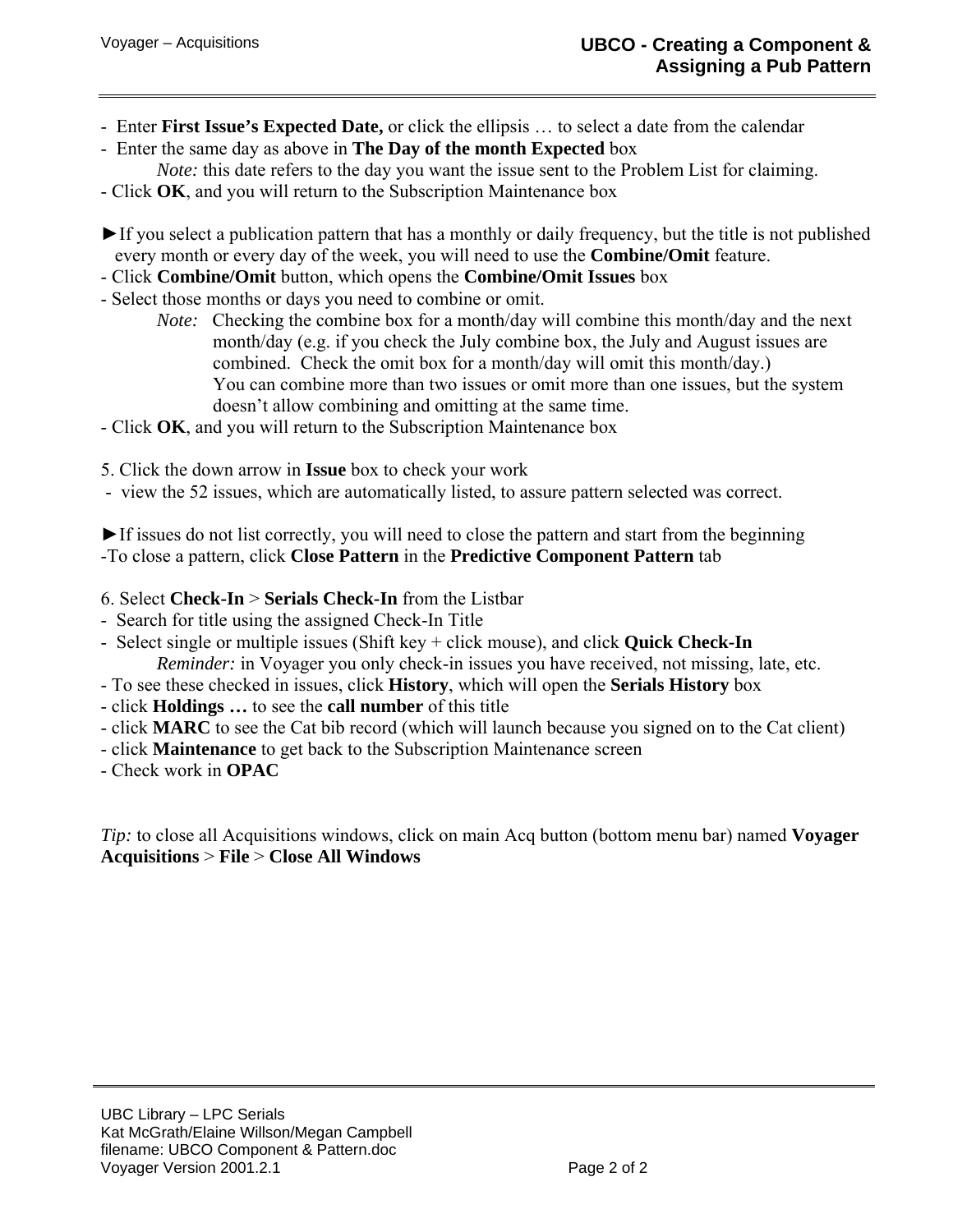- Enter **First Issue's Expected Date,** or click the ellipsis … to select a date from the calendar
- Enter the same day as above in **The Day of the month Expected** box

  *Note:* this date refers to the day you want the issue sent to the Problem List for claiming.
- Click **OK**, and you will return to the Subscription Maintenance box

►If you select a publication pattern that has a monthly or daily frequency, but the title is not published every month or every day of the week, you will need to use the **Combine/Omit** feature.

- Click **Combine/Omit** button, which opens the **Combine/Omit Issues** box
- Select those months or days you need to combine or omit.

  *Note:* Checking the combine box for a month/day will combine this month/day and the next month/day (e.g. if you check the July combine box, the July and August issues are combined. Check the omit box for a month/day will omit this month/day.)
  You can combine more than two issues or omit more than one issues, but the system doesn't allow combining and omitting at the same time.
- Click **OK**, and you will return to the Subscription Maintenance box

5. Click the down arrow in **Issue** box to check your work
   - view the 52 issues, which are automatically listed, to assure pattern selected was correct.

►If issues do not list correctly, you will need to close the pattern and start from the beginning

-To close a pattern, click **Close Pattern** in the **Predictive Component Pattern** tab

6. Select **Check-In** > **Serials Check-In** from the Listbar
   - Search for title using the assigned Check-In Title
   - Select single or multiple issues (Shift key + click mouse), and click **Quick Check-In**

     *Reminder:* in Voyager you only check-in issues you have received, not missing, late, etc.
   - To see these checked in issues, click **History**, which will open the **Serials History** box
   - click **Holdings …** to see the **call number** of this title
   - click **MARC** to see the Cat bib record (which will launch because you signed on to the Cat client)
   - click **Maintenance** to get back to the Subscription Maintenance screen
   - Check work in **OPAC**

*Tip:* to close all Acquisitions windows, click on main Acq button (bottom menu bar) named **Voyager Acquisitions** > **File** > **Close All Windows**